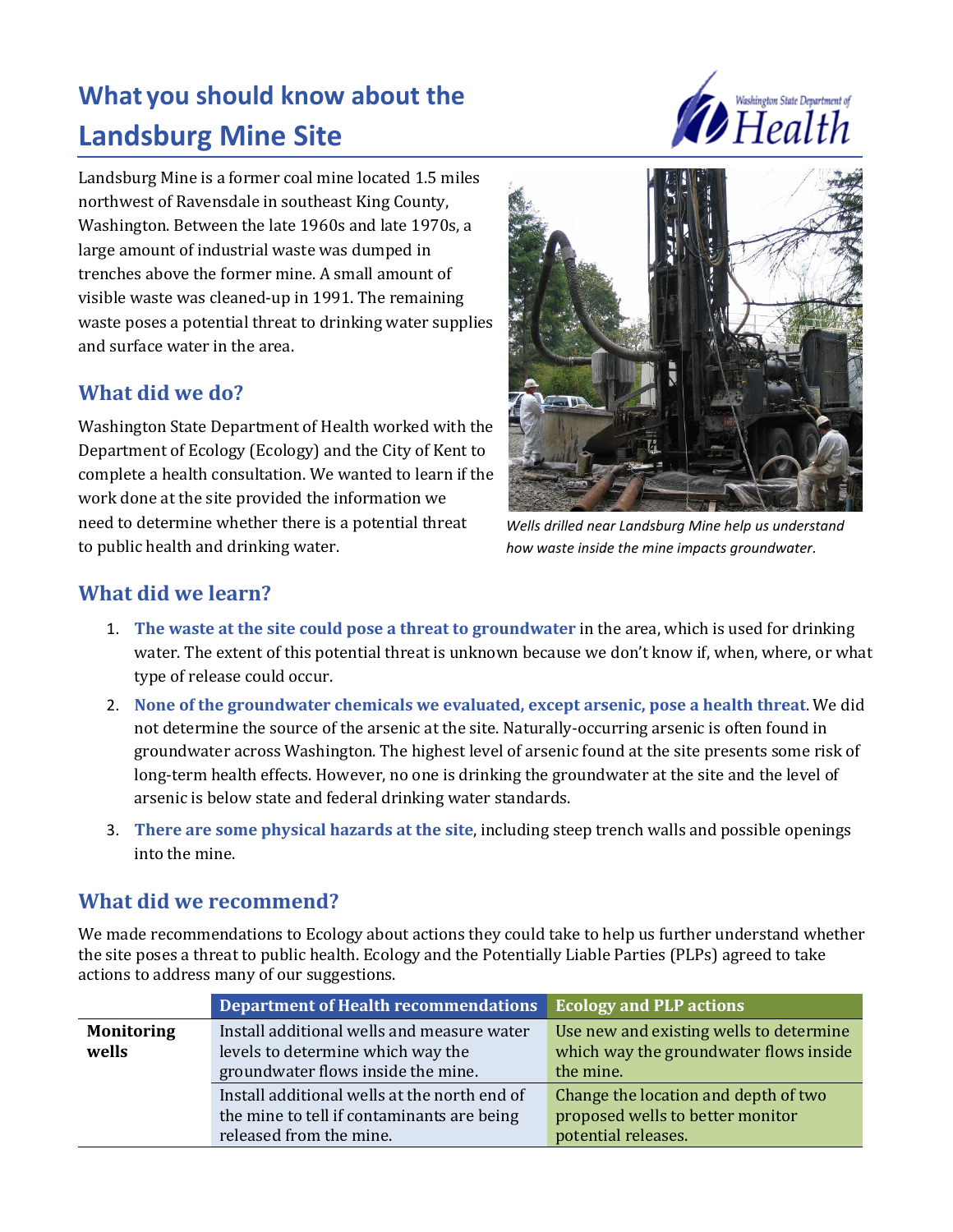# What you should know about the Landsburg Mine Site

Landsburg Mine is a former coal mine located 1.5 miles northwest of Ravensdale in southeast King County, Washington. Between the late 1960s and late 1970s, a large amount of industrial waste was dumped in trenches above the former mine. A small amount of visible waste was cleaned-up in 1991. The remaining waste poses a potential threat to drinking water supplies and surface water in the area.

## What did we do?

Washington State Department of Health worked with the Department of Ecology (Ecology) and the City of Kent to complete a health consultation. We wanted to learn if the work done at the site provided the information we need to determine whether there is a potential threat to public health and drinking water.

*Wells drilled near Landsburg Mine help us understand how waste inside the mine impacts groundwater.*

## What did we learn?

1. **The waste at the site could pose a threat to groundwater** in the area, which is used for drinking water. The extent of this potential threat is unknown because we don't know if, when, where, or what type of release could occur.
2. **None of the groundwater chemicals we evaluated, except arsenic, pose a health threat**. We did not determine the source of the arsenic at the site. Naturally-occurring arsenic is often found in groundwater across Washington. The highest level of arsenic found at the site presents some risk of long-term health effects. However, no one is drinking the groundwater at the site and the level of arsenic is below state and federal drinking water standards.
3. **There are some physical hazards at the site**, including steep trench walls and possible openings into the mine.

## What did we recommend?

We made recommendations to Ecology about actions they could take to help us further understand whether the site poses a threat to public health. Ecology and the Potentially Liable Parties (PLPs) agreed to take actions to address many of our suggestions.

| | Department of Health recommendations | Ecology and PLP actions |
|---|---|---|
| **Monitoring wells** | Install additional wells and measure water levels to determine which way the groundwater flows inside the mine. | Use new and existing wells to determine which way the groundwater flows inside the mine. |
| | Install additional wells at the north end of the mine to tell if contaminants are being released from the mine. | Change the location and depth of two proposed wells to better monitor potential releases. |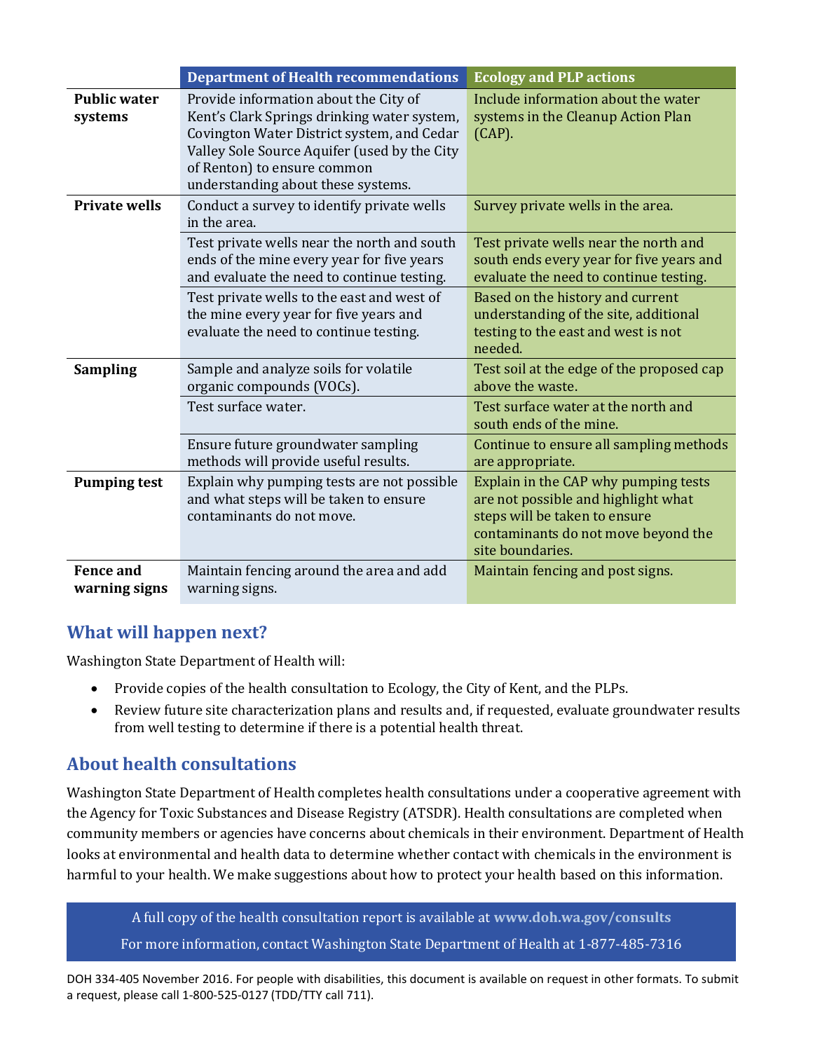| | Department of Health recommendations | Ecology and PLP actions |
|---|---|---|
| **Public water systems** | Provide information about the City of Kent's Clark Springs drinking water system, Covington Water District system, and Cedar Valley Sole Source Aquifer (used by the City of Renton) to ensure common understanding about these systems. | Include information about the water systems in the Cleanup Action Plan (CAP). |
| **Private wells** | Conduct a survey to identify private wells in the area. | Survey private wells in the area. |
| | Test private wells near the north and south ends of the mine every year for five years and evaluate the need to continue testing. | Test private wells near the north and south ends every year for five years and evaluate the need to continue testing. |
| | Test private wells to the east and west of the mine every year for five years and evaluate the need to continue testing. | Based on the history and current understanding of the site, additional testing to the east and west is not needed. |
| **Sampling** | Sample and analyze soils for volatile organic compounds (VOCs). | Test soil at the edge of the proposed cap above the waste. |
| | Test surface water. | Test surface water at the north and south ends of the mine. |
| | Ensure future groundwater sampling methods will provide useful results. | Continue to ensure all sampling methods are appropriate. |
| **Pumping test** | Explain why pumping tests are not possible and what steps will be taken to ensure contaminants do not move. | Explain in the CAP why pumping tests are not possible and highlight what steps will be taken to ensure contaminants do not move beyond the site boundaries. |
| **Fence and warning signs** | Maintain fencing around the area and add warning signs. | Maintain fencing and post signs. |

## What will happen next?

Washington State Department of Health will:

- Provide copies of the health consultation to Ecology, the City of Kent, and the PLPs.
- Review future site characterization plans and results and, if requested, evaluate groundwater results from well testing to determine if there is a potential health threat.

## About health consultations

Washington State Department of Health completes health consultations under a cooperative agreement with the Agency for Toxic Substances and Disease Registry (ATSDR). Health consultations are completed when community members or agencies have concerns about chemicals in their environment. Department of Health looks at environmental and health data to determine whether contact with chemicals in the environment is harmful to your health. We make suggestions about how to protect your health based on this information.

A full copy of the health consultation report is available at **www.doh.wa.gov/consults**

For more information, contact Washington State Department of Health at 1-877-485-7316

DOH 334-405 November 2016. For people with disabilities, this document is available on request in other formats. To submit a request, please call 1-800-525-0127 (TDD/TTY call 711).